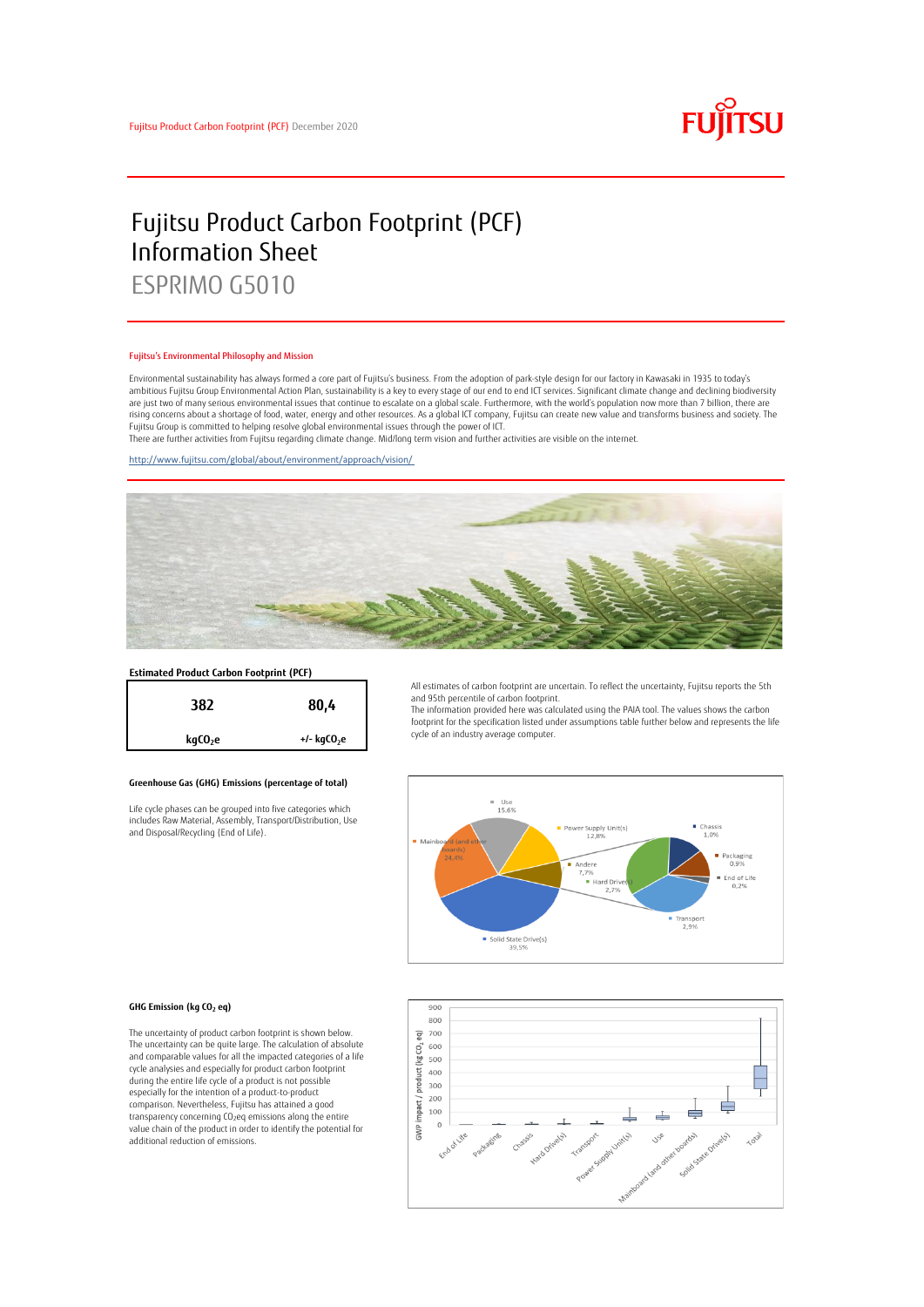# Fujitsu Product Carbon Footprint (PCF) Information Sheet

## ESPRIMO G5010

### Fujitsu's Environmental Philosophy and Mission

Environmental sustainability has always formed a core part of Fujitsu's business. From the adoption of park-style design for our factory in Kawasaki in 1935 to today's ambitious Fujitsu Group Environmental Action Plan, sustainability is a key to every stage of our end to end ICT services. Significant climate change and declining biodiversity are just two of many serious environmental issues that continue to escalate on a global scale. Furthermore, with the world's population now more than 7 billion, there are rising concerns about a shortage of food, water, energy and other resources. As a global ICT company, Fujitsu can create new value and transforms business and society. The Fujitsu Group is committed to helping resolve global environmental issues through the power of ICT.
There are further activities from Fujitsu regarding climate change. Mid/long term vision and further activities are visible on the internet.

http://www.fujitsu.com/global/about/environment/approach/vision/

### Estimated Product Carbon Footprint (PCF)

| 382 | 80,4 |
|---|---|
| $kgCO_2e$ | +/- $kgCO_2e$ |

All estimates of carbon footprint are uncertain. To reflect the uncertainty, Fujitsu reports the 5th and 95th percentile of carbon footprint.
The information provided here was calculated using the PAIA tool. The values shows the carbon footprint for the specification listed under assumptions table further below and represents the life cycle of an industry average computer.

### Greenhouse Gas (GHG) Emissions (percentage of total)

Life cycle phases can be grouped into five categories which includes Raw Material, Assembly, Transport/Distribution, Use and Disposal/Recycling (End of Life).

### GHG Emission (kg $CO_2$ eq)

The uncertainty of product carbon footprint is shown below. The uncertainty can be quite large. The calculation of absolute and comparable values for all the impacted categories of a life cycle analysies and especially for product carbon footprint during the entire life cycle of a product is not possible especially for the intention of a product-to-product comparison. Nevertheless, Fujitsu has attained a good transparency concerning $CO_2$eq emissions along the entire value chain of the product in order to identify the potential for additional reduction of emissions.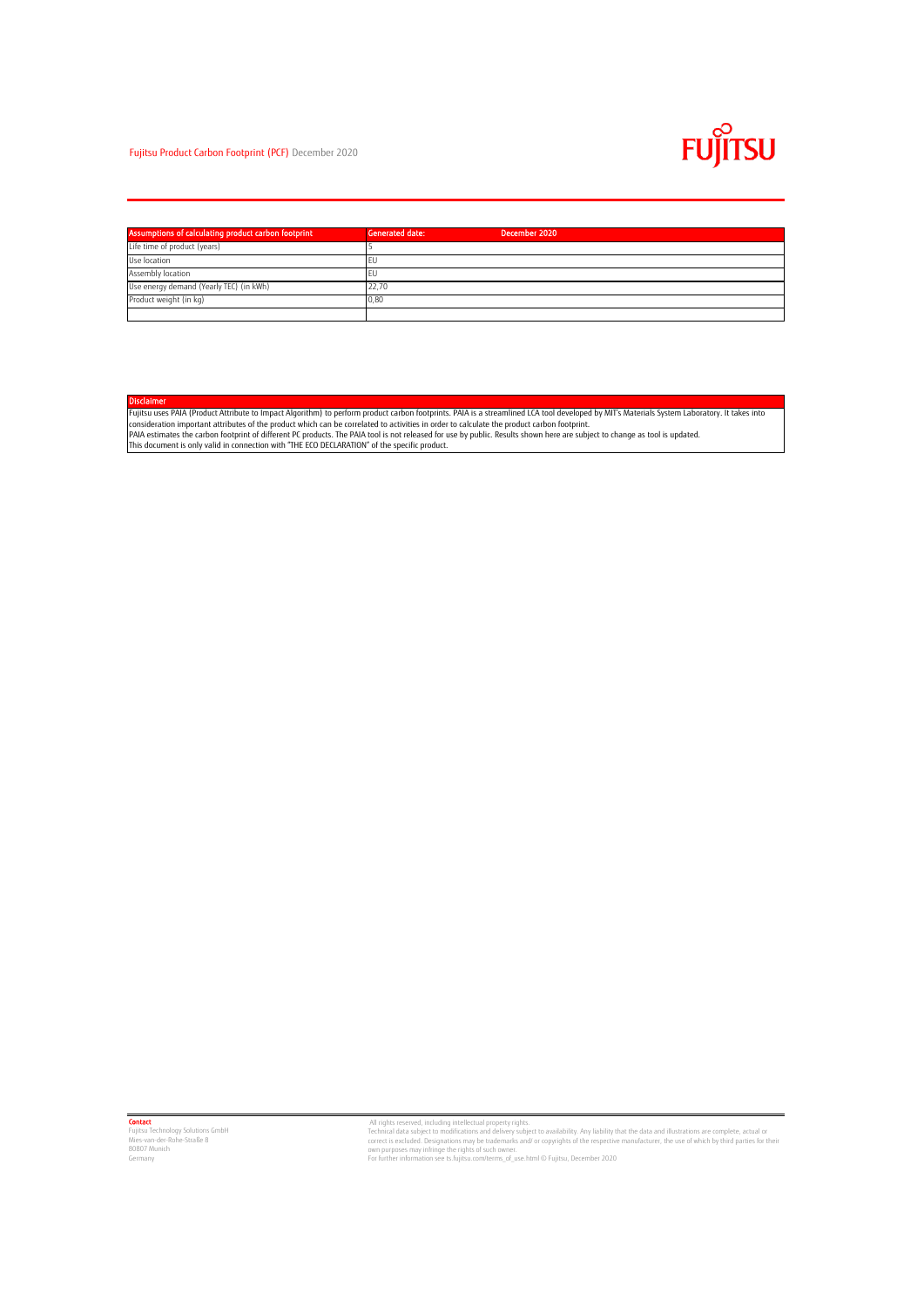Fujitsu Product Carbon Footprint (PCF) December 2020

| Assumptions of calculating product carbon footprint | Generated date: December 2020 |
|---|---|
| Life time of product (years) | 5 |
| Use location | EU |
| Assembly location | EU |
| Use energy demand (Yearly TEC) (in kWh) | 22,70 |
| Product weight (in kg) | 0,80 |
| | |

**Disclaimer**

Fujitsu uses PAIA (Product Attribute to Impact Algorithm) to perform product carbon footprints. PAIA is a streamlined LCA tool developed by MIT's Materials System Laboratory. It takes into consideration important attributes of the product which can be correlated to activities in order to calculate the product carbon footprint.
PAIA estimates the carbon footprint of different PC products. The PAIA tool is not released for use by public. Results shown here are subject to change as tool is updated.
This document is only valid in connection with "THE ECO DECLARATION" of the specific product.

**Contact**
Fujitsu Technology Solutions GmbH
Mies-van-der-Rohe-Straße 8
80807 Munich
Germany

All rights reserved, including intellectual property rights.
Technical data subject to modifications and delivery subject to availability. Any liability that the data and illustrations are complete, actual or correct is excluded. Designations may be trademarks and/ or copyrights of the respective manufacturer, the use of which by third parties for their own purposes may infringe the rights of such owner.
For further information see ts.fujitsu.com/terms_of_use.html © Fujitsu, December 2020